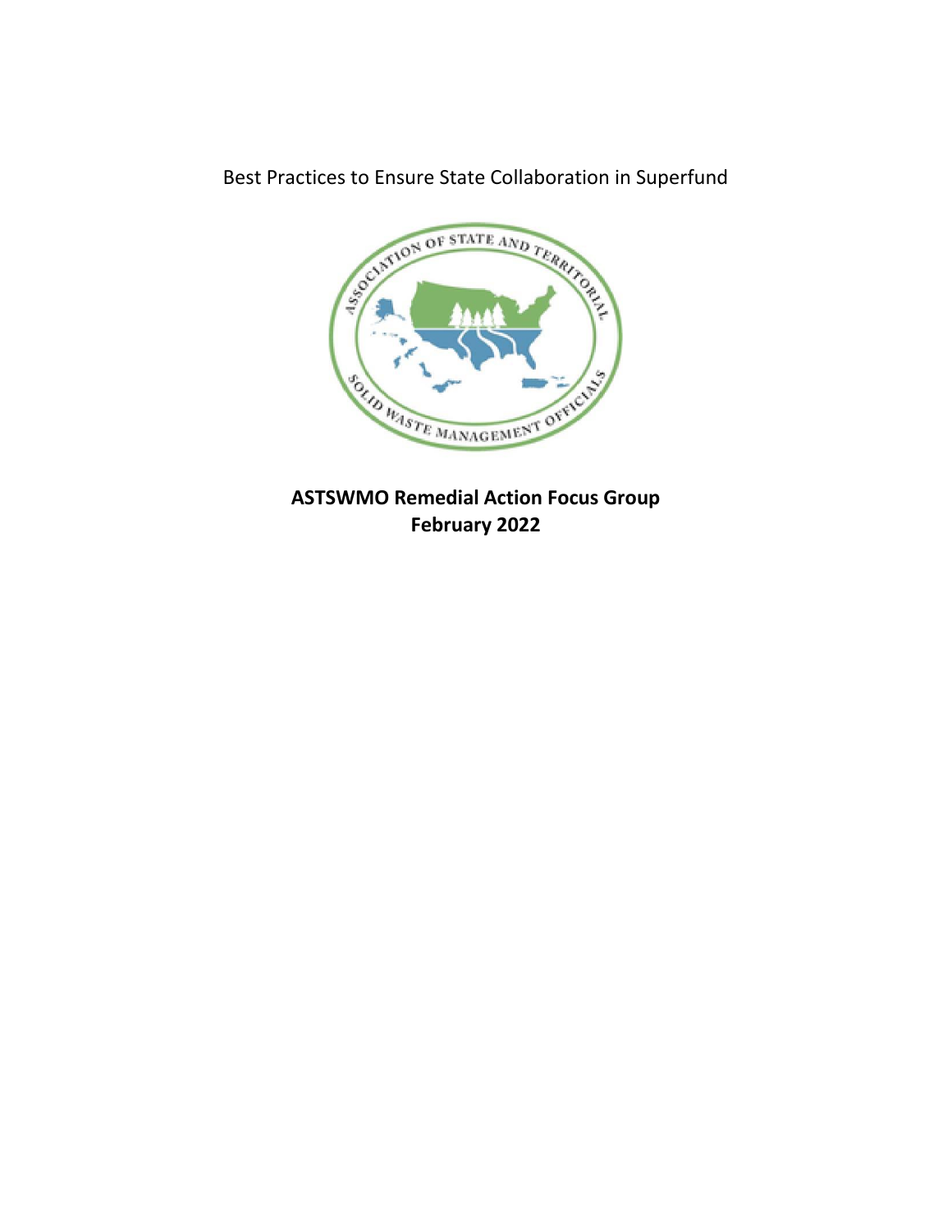# Best Practices to Ensure State Collaboration in Superfund

**ASTSWMO Remedial Action Focus Group**
**February 2022**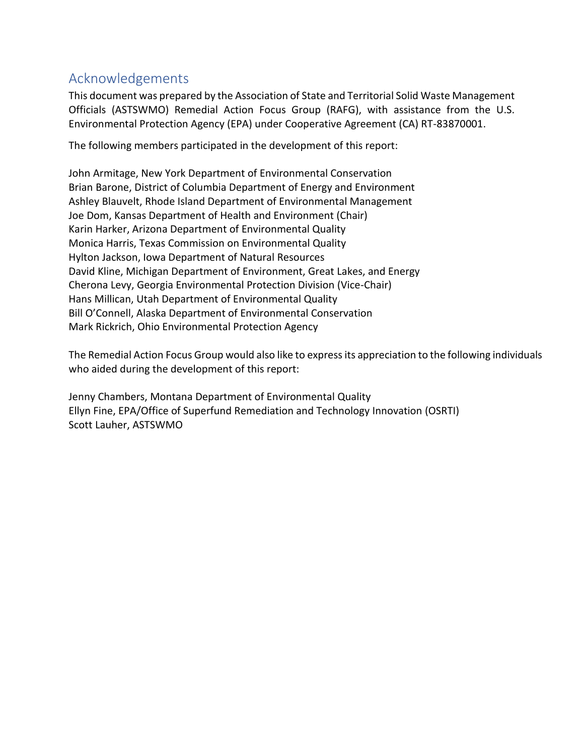## Acknowledgements

This document was prepared by the Association of State and Territorial Solid Waste Management Officials (ASTSWMO) Remedial Action Focus Group (RAFG), with assistance from the U.S. Environmental Protection Agency (EPA) under Cooperative Agreement (CA) RT-83870001.

The following members participated in the development of this report:

John Armitage, New York Department of Environmental Conservation
Brian Barone, District of Columbia Department of Energy and Environment
Ashley Blauvelt, Rhode Island Department of Environmental Management
Joe Dom, Kansas Department of Health and Environment (Chair)
Karin Harker, Arizona Department of Environmental Quality
Monica Harris, Texas Commission on Environmental Quality
Hylton Jackson, Iowa Department of Natural Resources
David Kline, Michigan Department of Environment, Great Lakes, and Energy
Cherona Levy, Georgia Environmental Protection Division (Vice-Chair)
Hans Millican, Utah Department of Environmental Quality
Bill O'Connell, Alaska Department of Environmental Conservation
Mark Rickrich, Ohio Environmental Protection Agency

The Remedial Action Focus Group would also like to express its appreciation to the following individuals who aided during the development of this report:

Jenny Chambers, Montana Department of Environmental Quality
Ellyn Fine, EPA/Office of Superfund Remediation and Technology Innovation (OSRTI)
Scott Lauher, ASTSWMO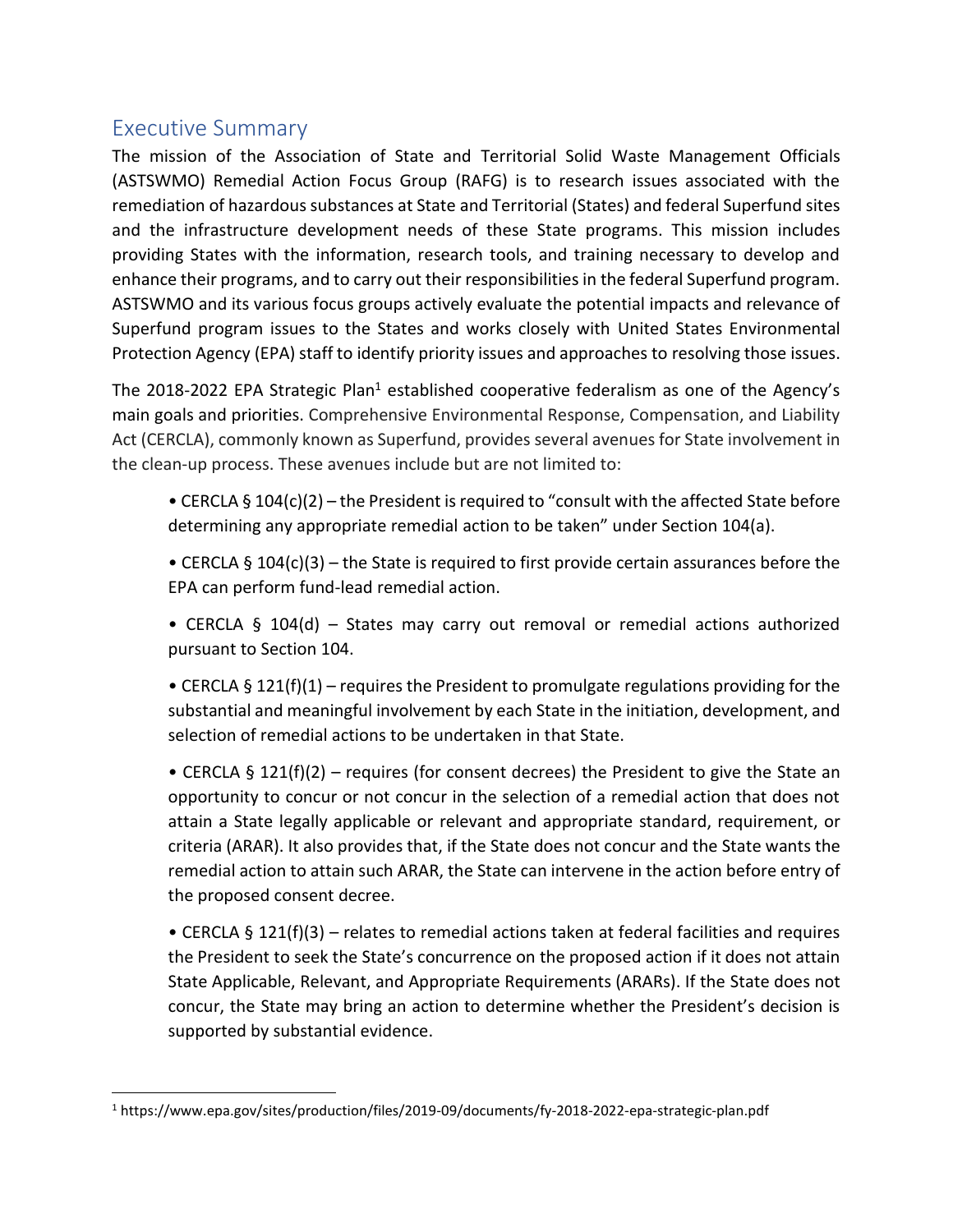## Executive Summary

The mission of the Association of State and Territorial Solid Waste Management Officials (ASTSWMO) Remedial Action Focus Group (RAFG) is to research issues associated with the remediation of hazardous substances at State and Territorial (States) and federal Superfund sites and the infrastructure development needs of these State programs. This mission includes providing States with the information, research tools, and training necessary to develop and enhance their programs, and to carry out their responsibilities in the federal Superfund program. ASTSWMO and its various focus groups actively evaluate the potential impacts and relevance of Superfund program issues to the States and works closely with United States Environmental Protection Agency (EPA) staff to identify priority issues and approaches to resolving those issues.

The 2018-2022 EPA Strategic Plan[1] established cooperative federalism as one of the Agency's main goals and priorities. Comprehensive Environmental Response, Compensation, and Liability Act (CERCLA), commonly known as Superfund, provides several avenues for State involvement in the clean-up process. These avenues include but are not limited to:

- CERCLA § 104(c)(2) – the President is required to "consult with the affected State before determining any appropriate remedial action to be taken" under Section 104(a).
- CERCLA § 104(c)(3) – the State is required to first provide certain assurances before the EPA can perform fund-lead remedial action.
- CERCLA § 104(d) – States may carry out removal or remedial actions authorized pursuant to Section 104.
- CERCLA § 121(f)(1) – requires the President to promulgate regulations providing for the substantial and meaningful involvement by each State in the initiation, development, and selection of remedial actions to be undertaken in that State.
- CERCLA § 121(f)(2) – requires (for consent decrees) the President to give the State an opportunity to concur or not concur in the selection of a remedial action that does not attain a State legally applicable or relevant and appropriate standard, requirement, or criteria (ARAR). It also provides that, if the State does not concur and the State wants the remedial action to attain such ARAR, the State can intervene in the action before entry of the proposed consent decree.
- CERCLA § 121(f)(3) – relates to remedial actions taken at federal facilities and requires the President to seek the State's concurrence on the proposed action if it does not attain State Applicable, Relevant, and Appropriate Requirements (ARARs). If the State does not concur, the State may bring an action to determine whether the President's decision is supported by substantial evidence.

[1] https://www.epa.gov/sites/production/files/2019-09/documents/fy-2018-2022-epa-strategic-plan.pdf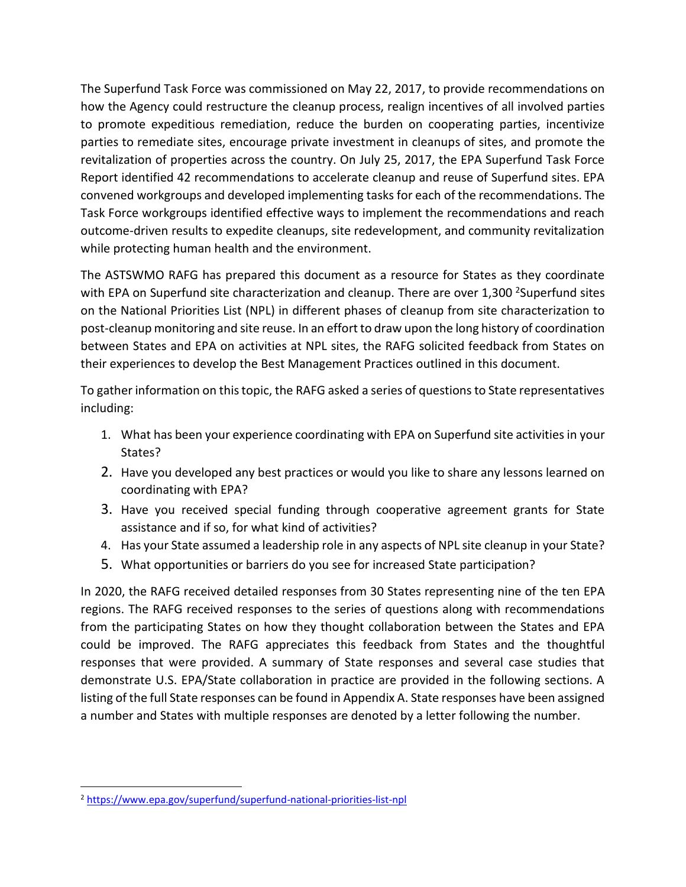The Superfund Task Force was commissioned on May 22, 2017, to provide recommendations on how the Agency could restructure the cleanup process, realign incentives of all involved parties to promote expeditious remediation, reduce the burden on cooperating parties, incentivize parties to remediate sites, encourage private investment in cleanups of sites, and promote the revitalization of properties across the country. On July 25, 2017, the EPA Superfund Task Force Report identified 42 recommendations to accelerate cleanup and reuse of Superfund sites. EPA convened workgroups and developed implementing tasks for each of the recommendations. The Task Force workgroups identified effective ways to implement the recommendations and reach outcome-driven results to expedite cleanups, site redevelopment, and community revitalization while protecting human health and the environment.

The ASTSWMO RAFG has prepared this document as a resource for States as they coordinate with EPA on Superfund site characterization and cleanup. There are over 1,300 [2]Superfund sites on the National Priorities List (NPL) in different phases of cleanup from site characterization to post-cleanup monitoring and site reuse. In an effort to draw upon the long history of coordination between States and EPA on activities at NPL sites, the RAFG solicited feedback from States on their experiences to develop the Best Management Practices outlined in this document.

To gather information on this topic, the RAFG asked a series of questions to State representatives including:

1. What has been your experience coordinating with EPA on Superfund site activities in your States?
2. Have you developed any best practices or would you like to share any lessons learned on coordinating with EPA?
3. Have you received special funding through cooperative agreement grants for State assistance and if so, for what kind of activities?
4. Has your State assumed a leadership role in any aspects of NPL site cleanup in your State?
5. What opportunities or barriers do you see for increased State participation?

In 2020, the RAFG received detailed responses from 30 States representing nine of the ten EPA regions. The RAFG received responses to the series of questions along with recommendations from the participating States on how they thought collaboration between the States and EPA could be improved. The RAFG appreciates this feedback from States and the thoughtful responses that were provided. A summary of State responses and several case studies that demonstrate U.S. EPA/State collaboration in practice are provided in the following sections. A listing of the full State responses can be found in Appendix A. State responses have been assigned a number and States with multiple responses are denoted by a letter following the number.

---

[2] https://www.epa.gov/superfund/superfund-national-priorities-list-npl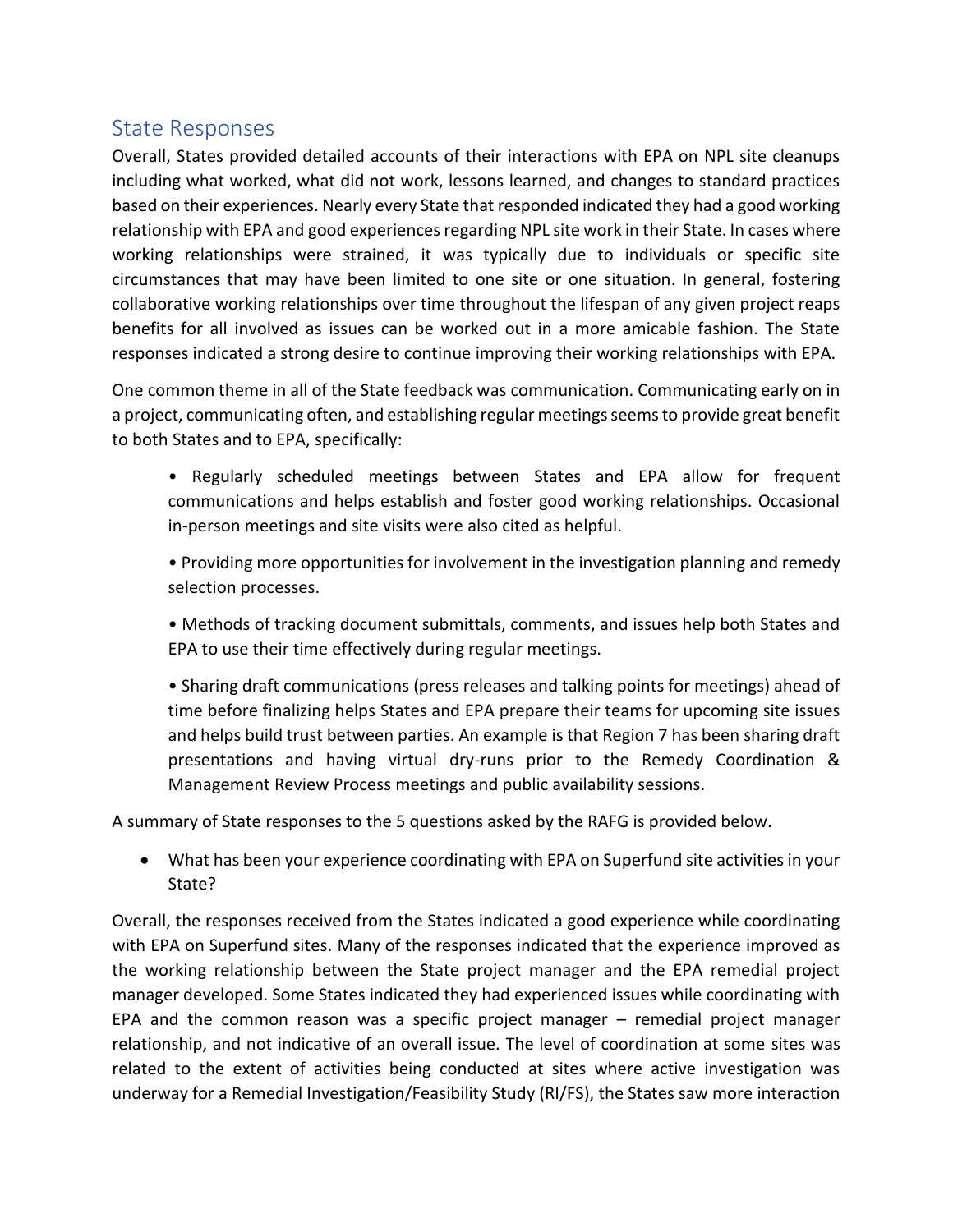## State Responses

Overall, States provided detailed accounts of their interactions with EPA on NPL site cleanups including what worked, what did not work, lessons learned, and changes to standard practices based on their experiences. Nearly every State that responded indicated they had a good working relationship with EPA and good experiences regarding NPL site work in their State. In cases where working relationships were strained, it was typically due to individuals or specific site circumstances that may have been limited to one site or one situation. In general, fostering collaborative working relationships over time throughout the lifespan of any given project reaps benefits for all involved as issues can be worked out in a more amicable fashion. The State responses indicated a strong desire to continue improving their working relationships with EPA.

One common theme in all of the State feedback was communication. Communicating early on in a project, communicating often, and establishing regular meetings seems to provide great benefit to both States and to EPA, specifically:

- Regularly scheduled meetings between States and EPA allow for frequent communications and helps establish and foster good working relationships. Occasional in-person meetings and site visits were also cited as helpful.
- Providing more opportunities for involvement in the investigation planning and remedy selection processes.
- Methods of tracking document submittals, comments, and issues help both States and EPA to use their time effectively during regular meetings.
- Sharing draft communications (press releases and talking points for meetings) ahead of time before finalizing helps States and EPA prepare their teams for upcoming site issues and helps build trust between parties. An example is that Region 7 has been sharing draft presentations and having virtual dry-runs prior to the Remedy Coordination & Management Review Process meetings and public availability sessions.

A summary of State responses to the 5 questions asked by the RAFG is provided below.

- What has been your experience coordinating with EPA on Superfund site activities in your State?

Overall, the responses received from the States indicated a good experience while coordinating with EPA on Superfund sites. Many of the responses indicated that the experience improved as the working relationship between the State project manager and the EPA remedial project manager developed. Some States indicated they had experienced issues while coordinating with EPA and the common reason was a specific project manager – remedial project manager relationship, and not indicative of an overall issue. The level of coordination at some sites was related to the extent of activities being conducted at sites where active investigation was underway for a Remedial Investigation/Feasibility Study (RI/FS), the States saw more interaction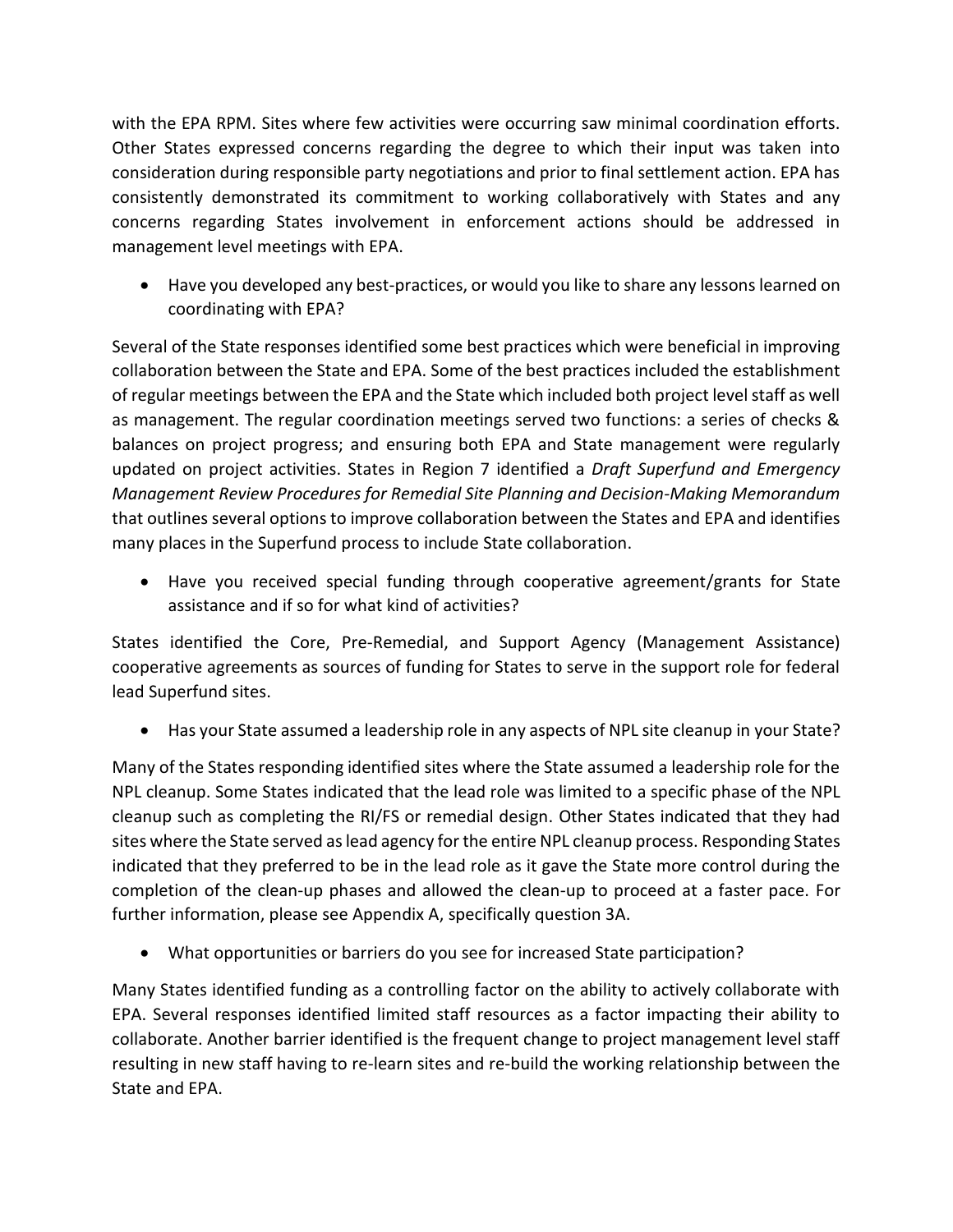with the EPA RPM. Sites where few activities were occurring saw minimal coordination efforts. Other States expressed concerns regarding the degree to which their input was taken into consideration during responsible party negotiations and prior to final settlement action. EPA has consistently demonstrated its commitment to working collaboratively with States and any concerns regarding States involvement in enforcement actions should be addressed in management level meetings with EPA.

- Have you developed any best-practices, or would you like to share any lessons learned on coordinating with EPA?

Several of the State responses identified some best practices which were beneficial in improving collaboration between the State and EPA. Some of the best practices included the establishment of regular meetings between the EPA and the State which included both project level staff as well as management. The regular coordination meetings served two functions: a series of checks & balances on project progress; and ensuring both EPA and State management were regularly updated on project activities. States in Region 7 identified a *Draft Superfund and Emergency Management Review Procedures for Remedial Site Planning and Decision-Making Memorandum* that outlines several options to improve collaboration between the States and EPA and identifies many places in the Superfund process to include State collaboration.

- Have you received special funding through cooperative agreement/grants for State assistance and if so for what kind of activities?

States identified the Core, Pre-Remedial, and Support Agency (Management Assistance) cooperative agreements as sources of funding for States to serve in the support role for federal lead Superfund sites.

- Has your State assumed a leadership role in any aspects of NPL site cleanup in your State?

Many of the States responding identified sites where the State assumed a leadership role for the NPL cleanup. Some States indicated that the lead role was limited to a specific phase of the NPL cleanup such as completing the RI/FS or remedial design. Other States indicated that they had sites where the State served as lead agency for the entire NPL cleanup process. Responding States indicated that they preferred to be in the lead role as it gave the State more control during the completion of the clean-up phases and allowed the clean-up to proceed at a faster pace. For further information, please see Appendix A, specifically question 3A.

- What opportunities or barriers do you see for increased State participation?

Many States identified funding as a controlling factor on the ability to actively collaborate with EPA. Several responses identified limited staff resources as a factor impacting their ability to collaborate. Another barrier identified is the frequent change to project management level staff resulting in new staff having to re-learn sites and re-build the working relationship between the State and EPA.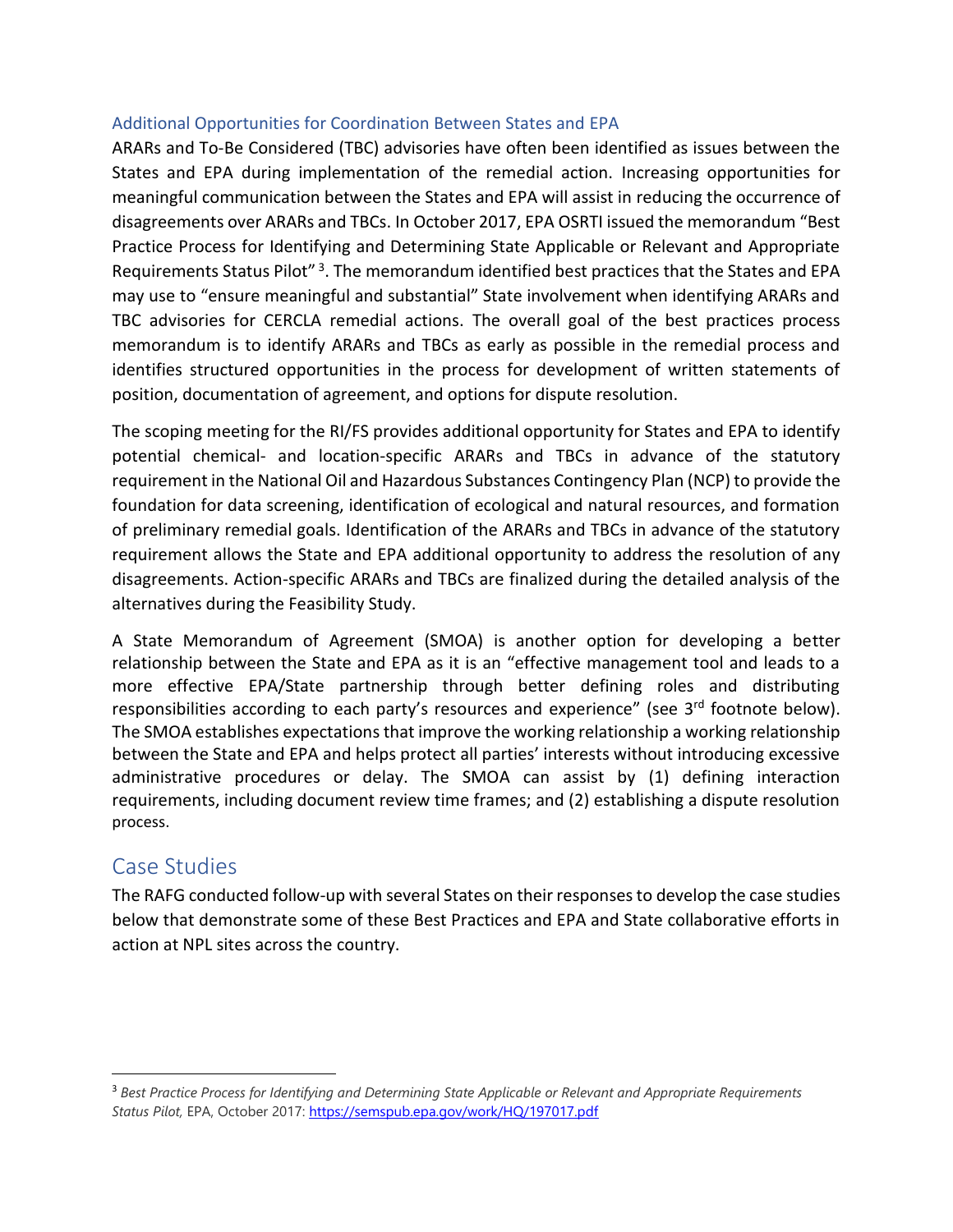### Additional Opportunities for Coordination Between States and EPA

ARARs and To-Be Considered (TBC) advisories have often been identified as issues between the States and EPA during implementation of the remedial action. Increasing opportunities for meaningful communication between the States and EPA will assist in reducing the occurrence of disagreements over ARARs and TBCs. In October 2017, EPA OSRTI issued the memorandum "Best Practice Process for Identifying and Determining State Applicable or Relevant and Appropriate Requirements Status Pilot" [3]. The memorandum identified best practices that the States and EPA may use to "ensure meaningful and substantial" State involvement when identifying ARARs and TBC advisories for CERCLA remedial actions. The overall goal of the best practices process memorandum is to identify ARARs and TBCs as early as possible in the remedial process and identifies structured opportunities in the process for development of written statements of position, documentation of agreement, and options for dispute resolution.

The scoping meeting for the RI/FS provides additional opportunity for States and EPA to identify potential chemical- and location-specific ARARs and TBCs in advance of the statutory requirement in the National Oil and Hazardous Substances Contingency Plan (NCP) to provide the foundation for data screening, identification of ecological and natural resources, and formation of preliminary remedial goals. Identification of the ARARs and TBCs in advance of the statutory requirement allows the State and EPA additional opportunity to address the resolution of any disagreements. Action-specific ARARs and TBCs are finalized during the detailed analysis of the alternatives during the Feasibility Study.

A State Memorandum of Agreement (SMOA) is another option for developing a better relationship between the State and EPA as it is an "effective management tool and leads to a more effective EPA/State partnership through better defining roles and distributing responsibilities according to each party's resources and experience" (see 3rd footnote below). The SMOA establishes expectations that improve the working relationship a working relationship between the State and EPA and helps protect all parties' interests without introducing excessive administrative procedures or delay. The SMOA can assist by (1) defining interaction requirements, including document review time frames; and (2) establishing a dispute resolution process.

## Case Studies

The RAFG conducted follow-up with several States on their responses to develop the case studies below that demonstrate some of these Best Practices and EPA and State collaborative efforts in action at NPL sites across the country.

---

[3] *Best Practice Process for Identifying and Determining State Applicable or Relevant and Appropriate Requirements Status Pilot,* EPA, October 2017: https://semspub.epa.gov/work/HQ/197017.pdf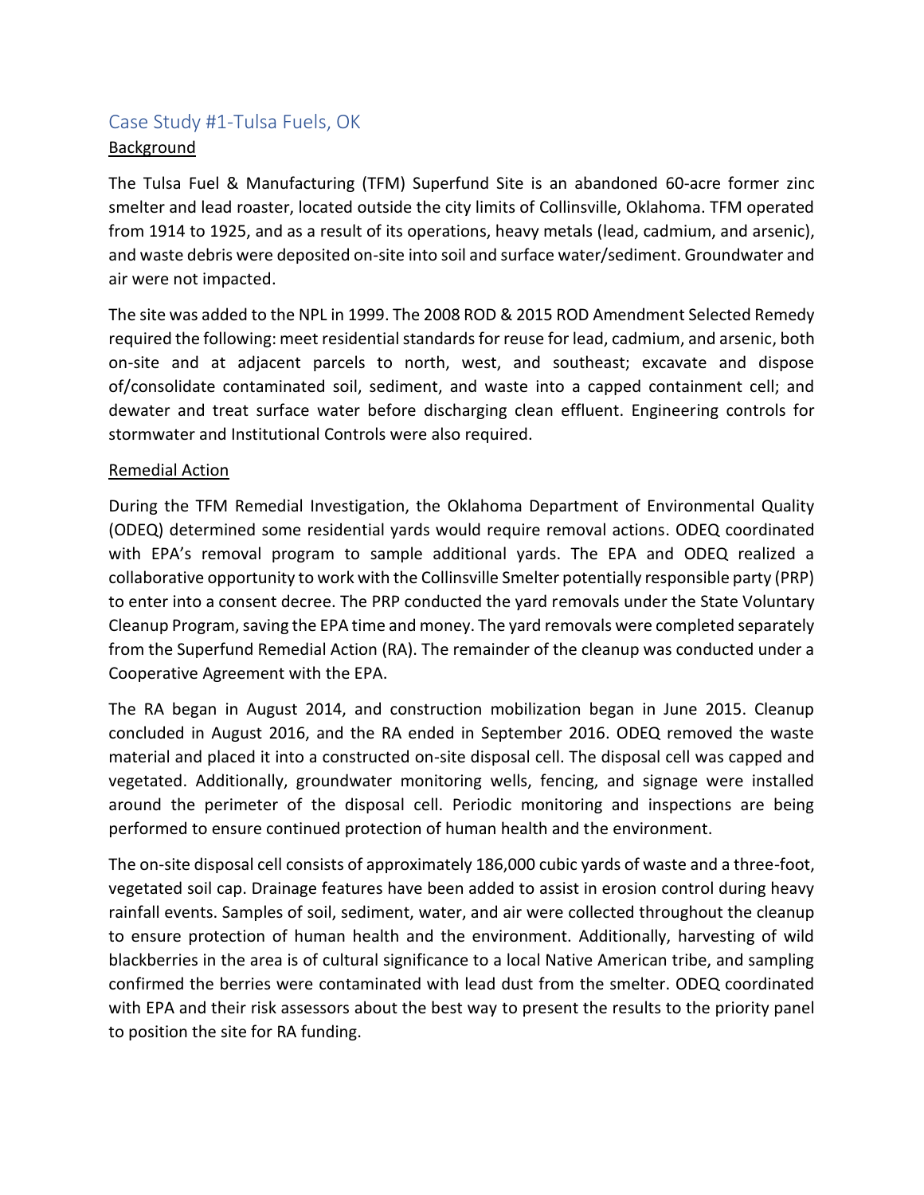## Case Study #1-Tulsa Fuels, OK

### Background

The Tulsa Fuel & Manufacturing (TFM) Superfund Site is an abandoned 60-acre former zinc smelter and lead roaster, located outside the city limits of Collinsville, Oklahoma. TFM operated from 1914 to 1925, and as a result of its operations, heavy metals (lead, cadmium, and arsenic), and waste debris were deposited on-site into soil and surface water/sediment. Groundwater and air were not impacted.

The site was added to the NPL in 1999. The 2008 ROD & 2015 ROD Amendment Selected Remedy required the following: meet residential standards for reuse for lead, cadmium, and arsenic, both on-site and at adjacent parcels to north, west, and southeast; excavate and dispose of/consolidate contaminated soil, sediment, and waste into a capped containment cell; and dewater and treat surface water before discharging clean effluent. Engineering controls for stormwater and Institutional Controls were also required.

### Remedial Action

During the TFM Remedial Investigation, the Oklahoma Department of Environmental Quality (ODEQ) determined some residential yards would require removal actions. ODEQ coordinated with EPA's removal program to sample additional yards. The EPA and ODEQ realized a collaborative opportunity to work with the Collinsville Smelter potentially responsible party (PRP) to enter into a consent decree. The PRP conducted the yard removals under the State Voluntary Cleanup Program, saving the EPA time and money. The yard removals were completed separately from the Superfund Remedial Action (RA). The remainder of the cleanup was conducted under a Cooperative Agreement with the EPA.

The RA began in August 2014, and construction mobilization began in June 2015. Cleanup concluded in August 2016, and the RA ended in September 2016. ODEQ removed the waste material and placed it into a constructed on-site disposal cell. The disposal cell was capped and vegetated. Additionally, groundwater monitoring wells, fencing, and signage were installed around the perimeter of the disposal cell. Periodic monitoring and inspections are being performed to ensure continued protection of human health and the environment.

The on-site disposal cell consists of approximately 186,000 cubic yards of waste and a three-foot, vegetated soil cap. Drainage features have been added to assist in erosion control during heavy rainfall events. Samples of soil, sediment, water, and air were collected throughout the cleanup to ensure protection of human health and the environment. Additionally, harvesting of wild blackberries in the area is of cultural significance to a local Native American tribe, and sampling confirmed the berries were contaminated with lead dust from the smelter. ODEQ coordinated with EPA and their risk assessors about the best way to present the results to the priority panel to position the site for RA funding.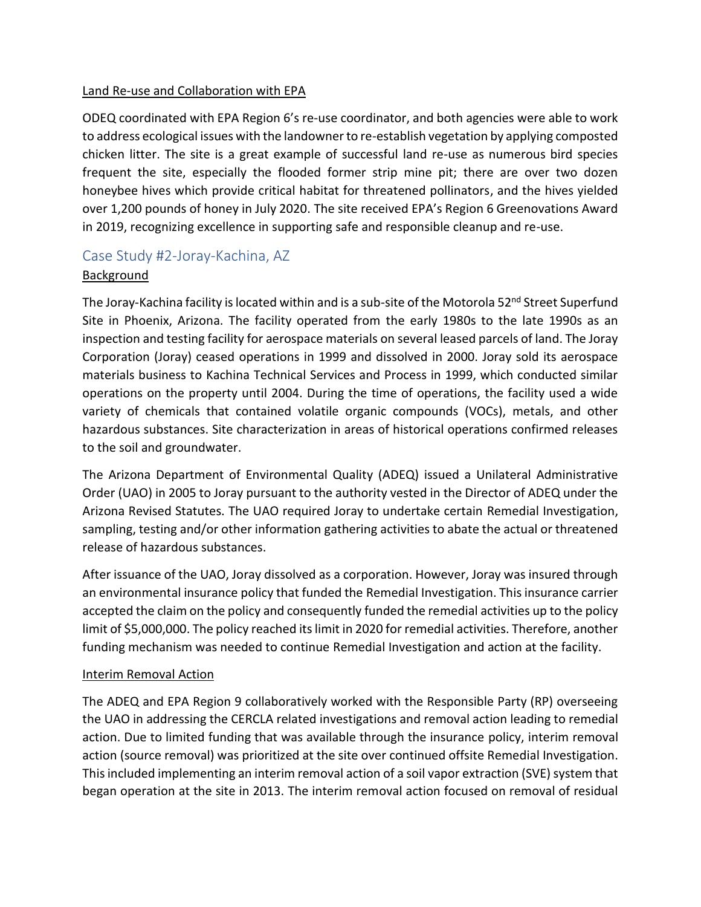Land Re-use and Collaboration with EPA

ODEQ coordinated with EPA Region 6's re-use coordinator, and both agencies were able to work to address ecological issues with the landowner to re-establish vegetation by applying composted chicken litter. The site is a great example of successful land re-use as numerous bird species frequent the site, especially the flooded former strip mine pit; there are over two dozen honeybee hives which provide critical habitat for threatened pollinators, and the hives yielded over 1,200 pounds of honey in July 2020. The site received EPA's Region 6 Greenovations Award in 2019, recognizing excellence in supporting safe and responsible cleanup and re-use.

## Case Study #2-Joray-Kachina, AZ

Background

The Joray-Kachina facility is located within and is a sub-site of the Motorola 52nd Street Superfund Site in Phoenix, Arizona. The facility operated from the early 1980s to the late 1990s as an inspection and testing facility for aerospace materials on several leased parcels of land. The Joray Corporation (Joray) ceased operations in 1999 and dissolved in 2000. Joray sold its aerospace materials business to Kachina Technical Services and Process in 1999, which conducted similar operations on the property until 2004. During the time of operations, the facility used a wide variety of chemicals that contained volatile organic compounds (VOCs), metals, and other hazardous substances. Site characterization in areas of historical operations confirmed releases to the soil and groundwater.

The Arizona Department of Environmental Quality (ADEQ) issued a Unilateral Administrative Order (UAO) in 2005 to Joray pursuant to the authority vested in the Director of ADEQ under the Arizona Revised Statutes. The UAO required Joray to undertake certain Remedial Investigation, sampling, testing and/or other information gathering activities to abate the actual or threatened release of hazardous substances.

After issuance of the UAO, Joray dissolved as a corporation. However, Joray was insured through an environmental insurance policy that funded the Remedial Investigation. This insurance carrier accepted the claim on the policy and consequently funded the remedial activities up to the policy limit of $5,000,000. The policy reached its limit in 2020 for remedial activities. Therefore, another funding mechanism was needed to continue Remedial Investigation and action at the facility.

Interim Removal Action

The ADEQ and EPA Region 9 collaboratively worked with the Responsible Party (RP) overseeing the UAO in addressing the CERCLA related investigations and removal action leading to remedial action. Due to limited funding that was available through the insurance policy, interim removal action (source removal) was prioritized at the site over continued offsite Remedial Investigation. This included implementing an interim removal action of a soil vapor extraction (SVE) system that began operation at the site in 2013. The interim removal action focused on removal of residual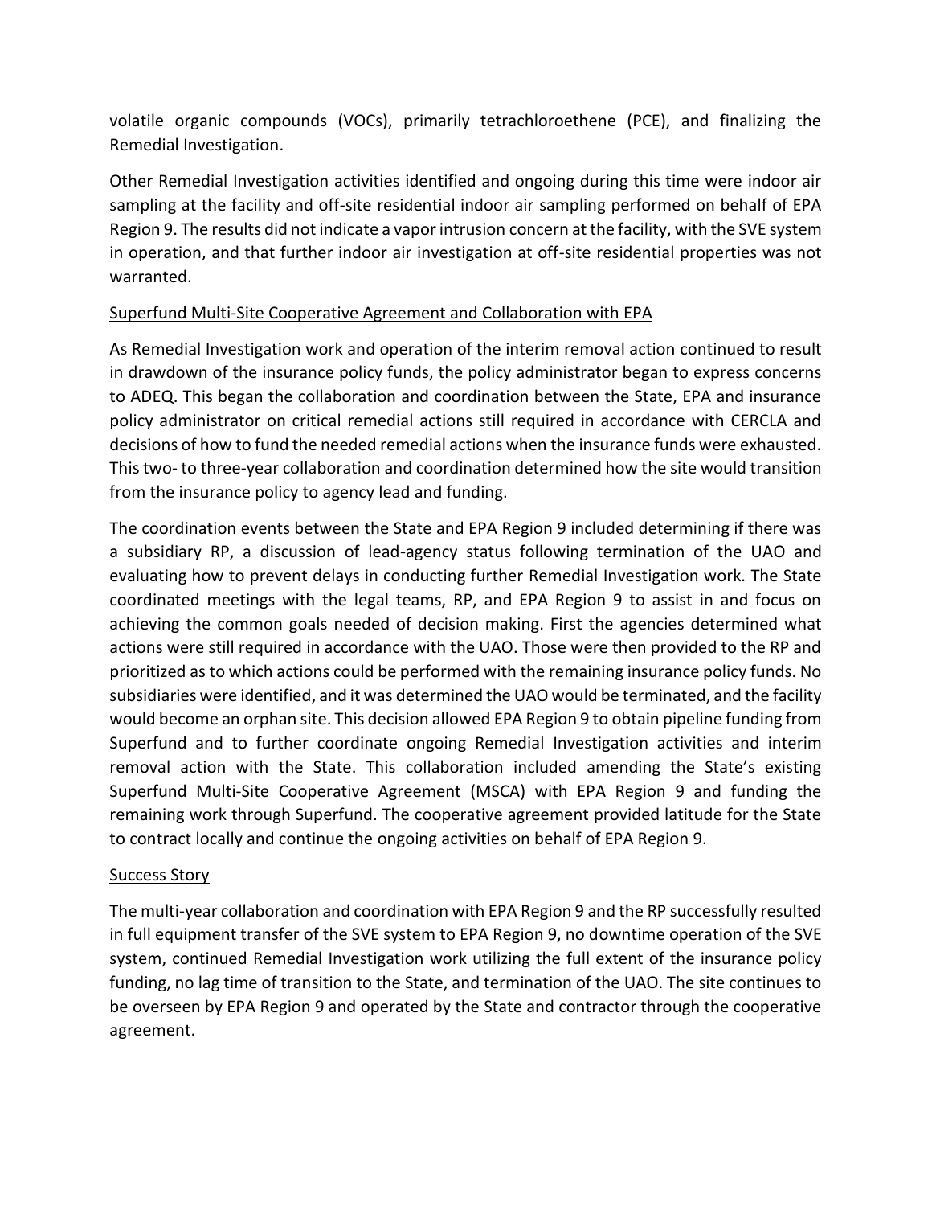volatile organic compounds (VOCs), primarily tetrachloroethene (PCE), and finalizing the Remedial Investigation.

Other Remedial Investigation activities identified and ongoing during this time were indoor air sampling at the facility and off-site residential indoor air sampling performed on behalf of EPA Region 9. The results did not indicate a vapor intrusion concern at the facility, with the SVE system in operation, and that further indoor air investigation at off-site residential properties was not warranted.

## Superfund Multi-Site Cooperative Agreement and Collaboration with EPA

As Remedial Investigation work and operation of the interim removal action continued to result in drawdown of the insurance policy funds, the policy administrator began to express concerns to ADEQ. This began the collaboration and coordination between the State, EPA and insurance policy administrator on critical remedial actions still required in accordance with CERCLA and decisions of how to fund the needed remedial actions when the insurance funds were exhausted. This two- to three-year collaboration and coordination determined how the site would transition from the insurance policy to agency lead and funding.

The coordination events between the State and EPA Region 9 included determining if there was a subsidiary RP, a discussion of lead-agency status following termination of the UAO and evaluating how to prevent delays in conducting further Remedial Investigation work. The State coordinated meetings with the legal teams, RP, and EPA Region 9 to assist in and focus on achieving the common goals needed of decision making. First the agencies determined what actions were still required in accordance with the UAO. Those were then provided to the RP and prioritized as to which actions could be performed with the remaining insurance policy funds. No subsidiaries were identified, and it was determined the UAO would be terminated, and the facility would become an orphan site. This decision allowed EPA Region 9 to obtain pipeline funding from Superfund and to further coordinate ongoing Remedial Investigation activities and interim removal action with the State. This collaboration included amending the State's existing Superfund Multi-Site Cooperative Agreement (MSCA) with EPA Region 9 and funding the remaining work through Superfund. The cooperative agreement provided latitude for the State to contract locally and continue the ongoing activities on behalf of EPA Region 9.

## Success Story

The multi-year collaboration and coordination with EPA Region 9 and the RP successfully resulted in full equipment transfer of the SVE system to EPA Region 9, no downtime operation of the SVE system, continued Remedial Investigation work utilizing the full extent of the insurance policy funding, no lag time of transition to the State, and termination of the UAO. The site continues to be overseen by EPA Region 9 and operated by the State and contractor through the cooperative agreement.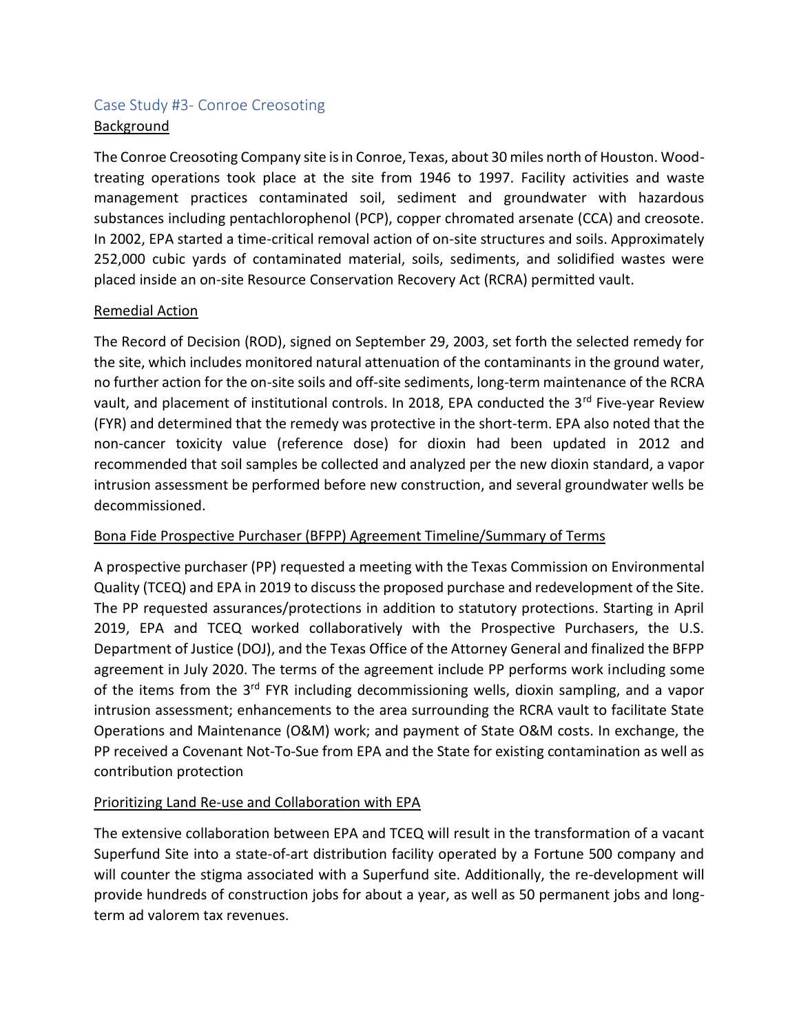## Case Study #3- Conroe Creosoting

### Background

The Conroe Creosoting Company site is in Conroe, Texas, about 30 miles north of Houston. Wood-treating operations took place at the site from 1946 to 1997. Facility activities and waste management practices contaminated soil, sediment and groundwater with hazardous substances including pentachlorophenol (PCP), copper chromated arsenate (CCA) and creosote. In 2002, EPA started a time-critical removal action of on-site structures and soils. Approximately 252,000 cubic yards of contaminated material, soils, sediments, and solidified wastes were placed inside an on-site Resource Conservation Recovery Act (RCRA) permitted vault.

### Remedial Action

The Record of Decision (ROD), signed on September 29, 2003, set forth the selected remedy for the site, which includes monitored natural attenuation of the contaminants in the ground water, no further action for the on-site soils and off-site sediments, long-term maintenance of the RCRA vault, and placement of institutional controls. In 2018, EPA conducted the 3rd Five-year Review (FYR) and determined that the remedy was protective in the short-term. EPA also noted that the non-cancer toxicity value (reference dose) for dioxin had been updated in 2012 and recommended that soil samples be collected and analyzed per the new dioxin standard, a vapor intrusion assessment be performed before new construction, and several groundwater wells be decommissioned.

### Bona Fide Prospective Purchaser (BFPP) Agreement Timeline/Summary of Terms

A prospective purchaser (PP) requested a meeting with the Texas Commission on Environmental Quality (TCEQ) and EPA in 2019 to discuss the proposed purchase and redevelopment of the Site. The PP requested assurances/protections in addition to statutory protections. Starting in April 2019, EPA and TCEQ worked collaboratively with the Prospective Purchasers, the U.S. Department of Justice (DOJ), and the Texas Office of the Attorney General and finalized the BFPP agreement in July 2020. The terms of the agreement include PP performs work including some of the items from the 3rd FYR including decommissioning wells, dioxin sampling, and a vapor intrusion assessment; enhancements to the area surrounding the RCRA vault to facilitate State Operations and Maintenance (O&M) work; and payment of State O&M costs. In exchange, the PP received a Covenant Not-To-Sue from EPA and the State for existing contamination as well as contribution protection

### Prioritizing Land Re-use and Collaboration with EPA

The extensive collaboration between EPA and TCEQ will result in the transformation of a vacant Superfund Site into a state-of-art distribution facility operated by a Fortune 500 company and will counter the stigma associated with a Superfund site. Additionally, the re-development will provide hundreds of construction jobs for about a year, as well as 50 permanent jobs and long-term ad valorem tax revenues.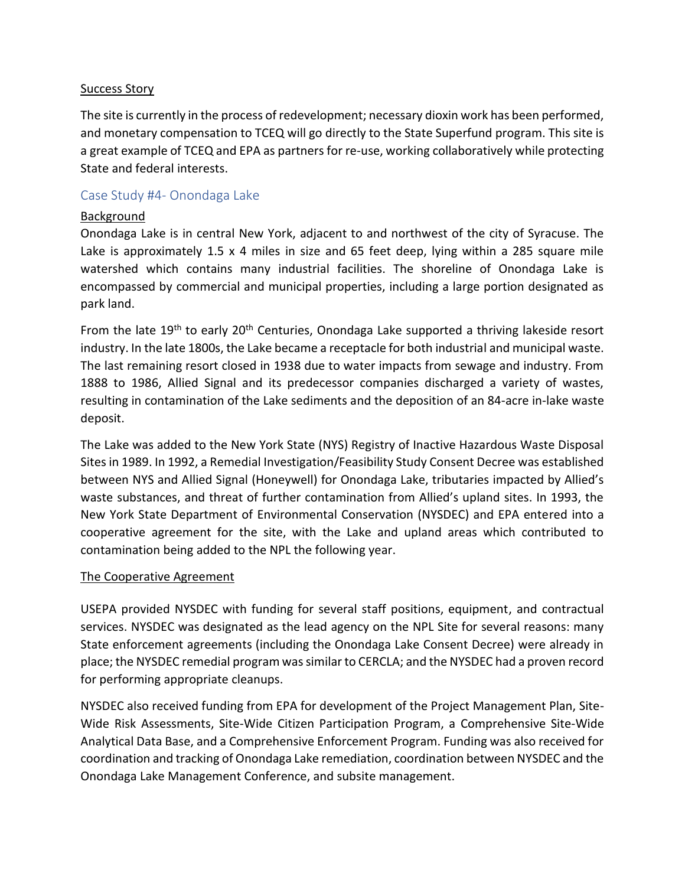Success Story

The site is currently in the process of redevelopment; necessary dioxin work has been performed, and monetary compensation to TCEQ will go directly to the State Superfund program. This site is a great example of TCEQ and EPA as partners for re-use, working collaboratively while protecting State and federal interests.

## Case Study #4- Onondaga Lake

Background

Onondaga Lake is in central New York, adjacent to and northwest of the city of Syracuse. The Lake is approximately 1.5 x 4 miles in size and 65 feet deep, lying within a 285 square mile watershed which contains many industrial facilities. The shoreline of Onondaga Lake is encompassed by commercial and municipal properties, including a large portion designated as park land.

From the late 19th to early 20th Centuries, Onondaga Lake supported a thriving lakeside resort industry. In the late 1800s, the Lake became a receptacle for both industrial and municipal waste. The last remaining resort closed in 1938 due to water impacts from sewage and industry. From 1888 to 1986, Allied Signal and its predecessor companies discharged a variety of wastes, resulting in contamination of the Lake sediments and the deposition of an 84-acre in-lake waste deposit.

The Lake was added to the New York State (NYS) Registry of Inactive Hazardous Waste Disposal Sites in 1989. In 1992, a Remedial Investigation/Feasibility Study Consent Decree was established between NYS and Allied Signal (Honeywell) for Onondaga Lake, tributaries impacted by Allied's waste substances, and threat of further contamination from Allied's upland sites. In 1993, the New York State Department of Environmental Conservation (NYSDEC) and EPA entered into a cooperative agreement for the site, with the Lake and upland areas which contributed to contamination being added to the NPL the following year.

The Cooperative Agreement

USEPA provided NYSDEC with funding for several staff positions, equipment, and contractual services. NYSDEC was designated as the lead agency on the NPL Site for several reasons: many State enforcement agreements (including the Onondaga Lake Consent Decree) were already in place; the NYSDEC remedial program was similar to CERCLA; and the NYSDEC had a proven record for performing appropriate cleanups.

NYSDEC also received funding from EPA for development of the Project Management Plan, Site-Wide Risk Assessments, Site-Wide Citizen Participation Program, a Comprehensive Site-Wide Analytical Data Base, and a Comprehensive Enforcement Program. Funding was also received for coordination and tracking of Onondaga Lake remediation, coordination between NYSDEC and the Onondaga Lake Management Conference, and subsite management.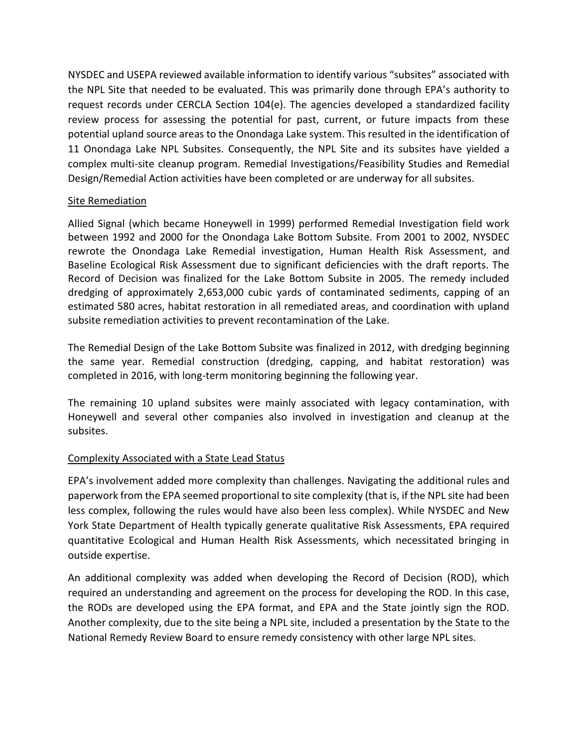NYSDEC and USEPA reviewed available information to identify various "subsites" associated with the NPL Site that needed to be evaluated. This was primarily done through EPA's authority to request records under CERCLA Section 104(e). The agencies developed a standardized facility review process for assessing the potential for past, current, or future impacts from these potential upland source areas to the Onondaga Lake system. This resulted in the identification of 11 Onondaga Lake NPL Subsites. Consequently, the NPL Site and its subsites have yielded a complex multi-site cleanup program. Remedial Investigations/Feasibility Studies and Remedial Design/Remedial Action activities have been completed or are underway for all subsites.

## Site Remediation

Allied Signal (which became Honeywell in 1999) performed Remedial Investigation field work between 1992 and 2000 for the Onondaga Lake Bottom Subsite. From 2001 to 2002, NYSDEC rewrote the Onondaga Lake Remedial investigation, Human Health Risk Assessment, and Baseline Ecological Risk Assessment due to significant deficiencies with the draft reports. The Record of Decision was finalized for the Lake Bottom Subsite in 2005. The remedy included dredging of approximately 2,653,000 cubic yards of contaminated sediments, capping of an estimated 580 acres, habitat restoration in all remediated areas, and coordination with upland subsite remediation activities to prevent recontamination of the Lake.

The Remedial Design of the Lake Bottom Subsite was finalized in 2012, with dredging beginning the same year. Remedial construction (dredging, capping, and habitat restoration) was completed in 2016, with long-term monitoring beginning the following year.

The remaining 10 upland subsites were mainly associated with legacy contamination, with Honeywell and several other companies also involved in investigation and cleanup at the subsites.

## Complexity Associated with a State Lead Status

EPA's involvement added more complexity than challenges. Navigating the additional rules and paperwork from the EPA seemed proportional to site complexity (that is, if the NPL site had been less complex, following the rules would have also been less complex). While NYSDEC and New York State Department of Health typically generate qualitative Risk Assessments, EPA required quantitative Ecological and Human Health Risk Assessments, which necessitated bringing in outside expertise.

An additional complexity was added when developing the Record of Decision (ROD), which required an understanding and agreement on the process for developing the ROD. In this case, the RODs are developed using the EPA format, and EPA and the State jointly sign the ROD. Another complexity, due to the site being a NPL site, included a presentation by the State to the National Remedy Review Board to ensure remedy consistency with other large NPL sites.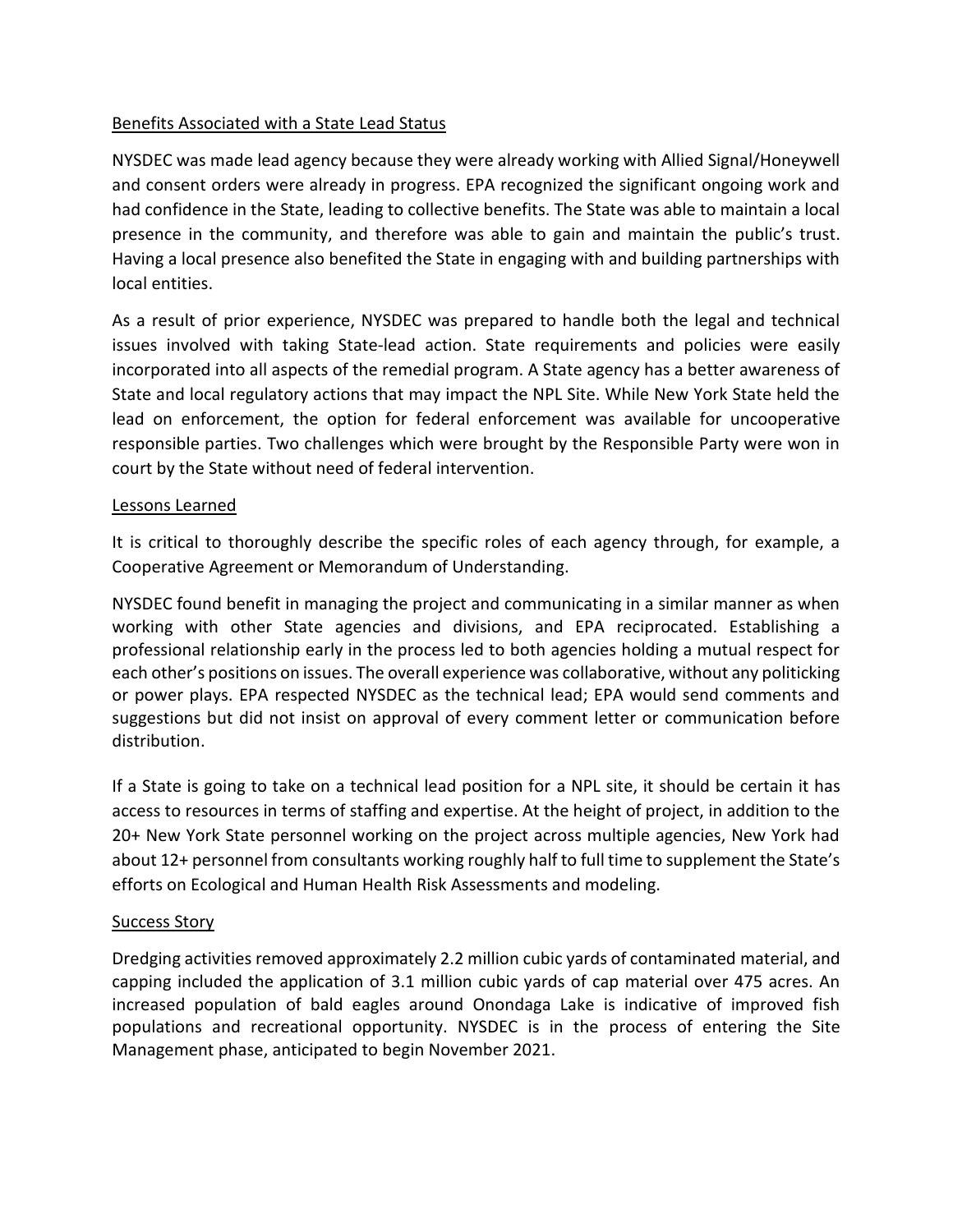## Benefits Associated with a State Lead Status

NYSDEC was made lead agency because they were already working with Allied Signal/Honeywell and consent orders were already in progress. EPA recognized the significant ongoing work and had confidence in the State, leading to collective benefits. The State was able to maintain a local presence in the community, and therefore was able to gain and maintain the public's trust. Having a local presence also benefited the State in engaging with and building partnerships with local entities.

As a result of prior experience, NYSDEC was prepared to handle both the legal and technical issues involved with taking State-lead action. State requirements and policies were easily incorporated into all aspects of the remedial program. A State agency has a better awareness of State and local regulatory actions that may impact the NPL Site. While New York State held the lead on enforcement, the option for federal enforcement was available for uncooperative responsible parties. Two challenges which were brought by the Responsible Party were won in court by the State without need of federal intervention.

## Lessons Learned

It is critical to thoroughly describe the specific roles of each agency through, for example, a Cooperative Agreement or Memorandum of Understanding.

NYSDEC found benefit in managing the project and communicating in a similar manner as when working with other State agencies and divisions, and EPA reciprocated. Establishing a professional relationship early in the process led to both agencies holding a mutual respect for each other's positions on issues. The overall experience was collaborative, without any politicking or power plays. EPA respected NYSDEC as the technical lead; EPA would send comments and suggestions but did not insist on approval of every comment letter or communication before distribution.

If a State is going to take on a technical lead position for a NPL site, it should be certain it has access to resources in terms of staffing and expertise. At the height of project, in addition to the 20+ New York State personnel working on the project across multiple agencies, New York had about 12+ personnel from consultants working roughly half to full time to supplement the State's efforts on Ecological and Human Health Risk Assessments and modeling.

## Success Story

Dredging activities removed approximately 2.2 million cubic yards of contaminated material, and capping included the application of 3.1 million cubic yards of cap material over 475 acres. An increased population of bald eagles around Onondaga Lake is indicative of improved fish populations and recreational opportunity. NYSDEC is in the process of entering the Site Management phase, anticipated to begin November 2021.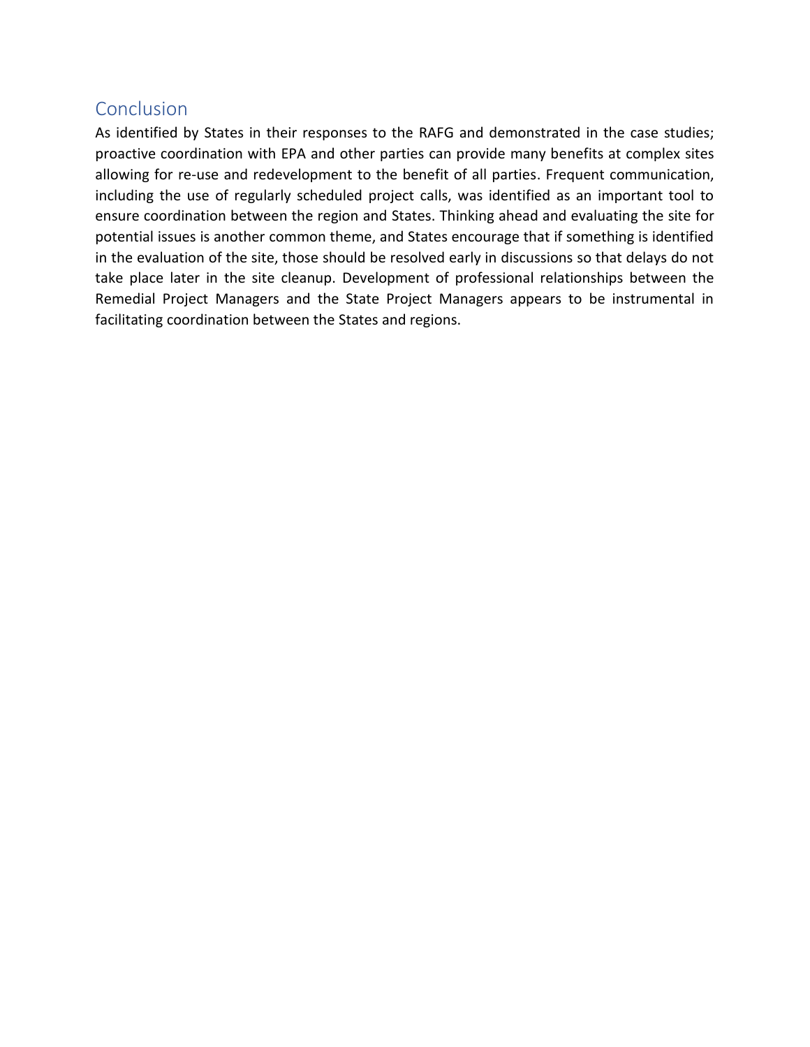## Conclusion

As identified by States in their responses to the RAFG and demonstrated in the case studies; proactive coordination with EPA and other parties can provide many benefits at complex sites allowing for re-use and redevelopment to the benefit of all parties. Frequent communication, including the use of regularly scheduled project calls, was identified as an important tool to ensure coordination between the region and States. Thinking ahead and evaluating the site for potential issues is another common theme, and States encourage that if something is identified in the evaluation of the site, those should be resolved early in discussions so that delays do not take place later in the site cleanup. Development of professional relationships between the Remedial Project Managers and the State Project Managers appears to be instrumental in facilitating coordination between the States and regions.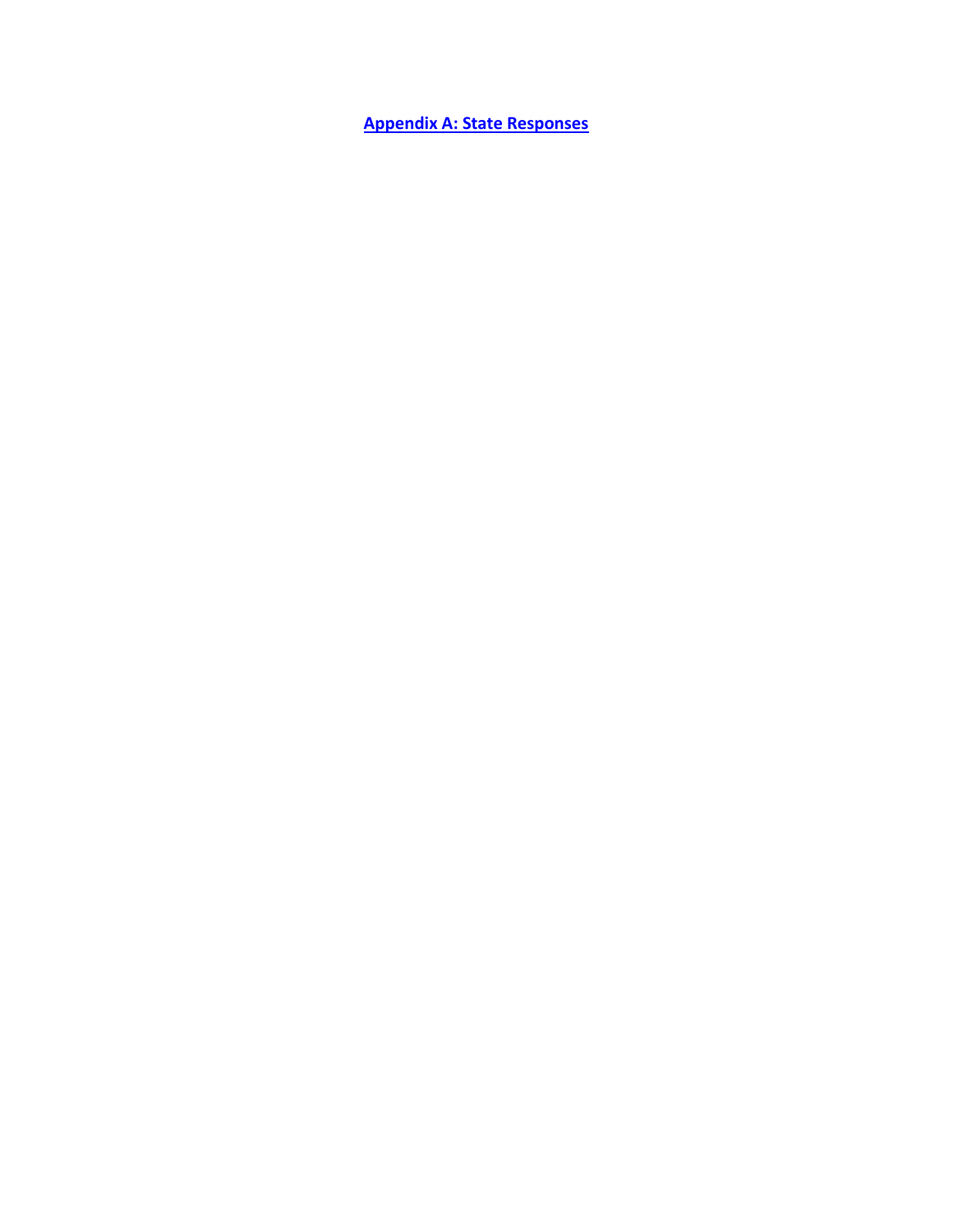# Appendix A: State Responses